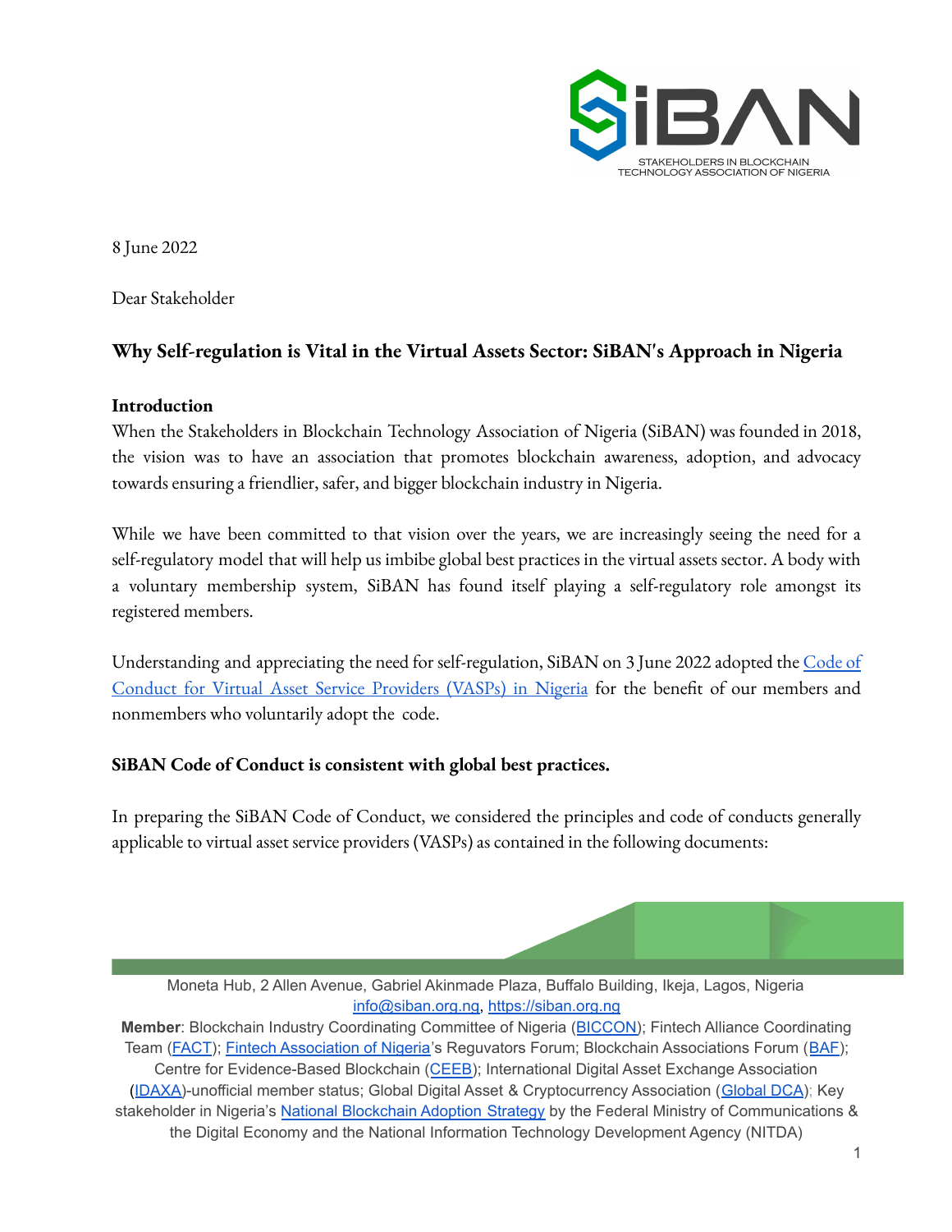8 June 2022

Dear Stakeholder

## Why Self-regulation is Vital in the Virtual Assets Sector: SiBAN's Approach in Nigeria

### Introduction

When the Stakeholders in Blockchain Technology Association of Nigeria (SiBAN) was founded in 2018, the vision was to have an association that promotes blockchain awareness, adoption, and advocacy towards ensuring a friendlier, safer, and bigger blockchain industry in Nigeria.

While we have been committed to that vision over the years, we are increasingly seeing the need for a self-regulatory model that will help us imbibe global best practices in the virtual assets sector. A body with a voluntary membership system, SiBAN has found itself playing a self-regulatory role amongst its registered members.

Understanding and appreciating the need for self-regulation, SiBAN on 3 June 2022 adopted the Code of Conduct for Virtual Asset Service Providers (VASPs) in Nigeria for the benefit of our members and nonmembers who voluntarily adopt the code.

### SiBAN Code of Conduct is consistent with global best practices.

In preparing the SiBAN Code of Conduct, we considered the principles and code of conducts generally applicable to virtual asset service providers (VASPs) as contained in the following documents:

Moneta Hub, 2 Allen Avenue, Gabriel Akinmade Plaza, Buffalo Building, Ikeja, Lagos, Nigeria
info@siban.org.ng, https://siban.org.ng

**Member**: Blockchain Industry Coordinating Committee of Nigeria (BICCON); Fintech Alliance Coordinating Team (FACT); Fintech Association of Nigeria's Reguvators Forum; Blockchain Associations Forum (BAF); Centre for Evidence-Based Blockchain (CEEB); International Digital Asset Exchange Association (IDAXA)-unofficial member status; Global Digital Asset & Cryptocurrency Association (Global DCA); Key stakeholder in Nigeria's National Blockchain Adoption Strategy by the Federal Ministry of Communications & the Digital Economy and the National Information Technology Development Agency (NITDA)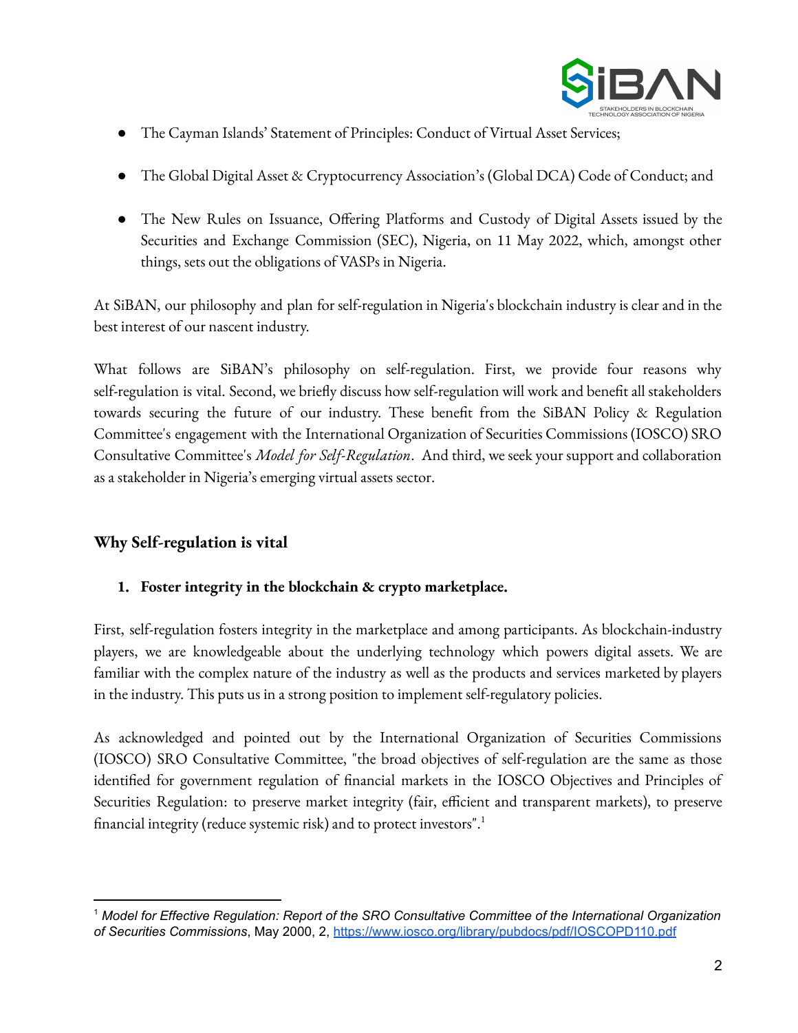- The Cayman Islands' Statement of Principles: Conduct of Virtual Asset Services;
- The Global Digital Asset & Cryptocurrency Association's (Global DCA) Code of Conduct; and
- The New Rules on Issuance, Offering Platforms and Custody of Digital Assets issued by the Securities and Exchange Commission (SEC), Nigeria, on 11 May 2022, which, amongst other things, sets out the obligations of VASPs in Nigeria.

At SiBAN, our philosophy and plan for self-regulation in Nigeria's blockchain industry is clear and in the best interest of our nascent industry.

What follows are SiBAN's philosophy on self-regulation. First, we provide four reasons why self-regulation is vital. Second, we briefly discuss how self-regulation will work and benefit all stakeholders towards securing the future of our industry. These benefit from the SiBAN Policy & Regulation Committee's engagement with the International Organization of Securities Commissions (IOSCO) SRO Consultative Committee's *Model for Self-Regulation*. And third, we seek your support and collaboration as a stakeholder in Nigeria's emerging virtual assets sector.

## Why Self-regulation is vital

### 1. Foster integrity in the blockchain & crypto marketplace.

First, self-regulation fosters integrity in the marketplace and among participants. As blockchain-industry players, we are knowledgeable about the underlying technology which powers digital assets. We are familiar with the complex nature of the industry as well as the products and services marketed by players in the industry. This puts us in a strong position to implement self-regulatory policies.

As acknowledged and pointed out by the International Organization of Securities Commissions (IOSCO) SRO Consultative Committee, "the broad objectives of self-regulation are the same as those identified for government regulation of financial markets in the IOSCO Objectives and Principles of Securities Regulation: to preserve market integrity (fair, efficient and transparent markets), to preserve financial integrity (reduce systemic risk) and to protect investors".[1]

---

[1] *Model for Effective Regulation: Report of the SRO Consultative Committee of the International Organization of Securities Commissions*, May 2000, 2, https://www.iosco.org/library/pubdocs/pdf/IOSCOPD110.pdf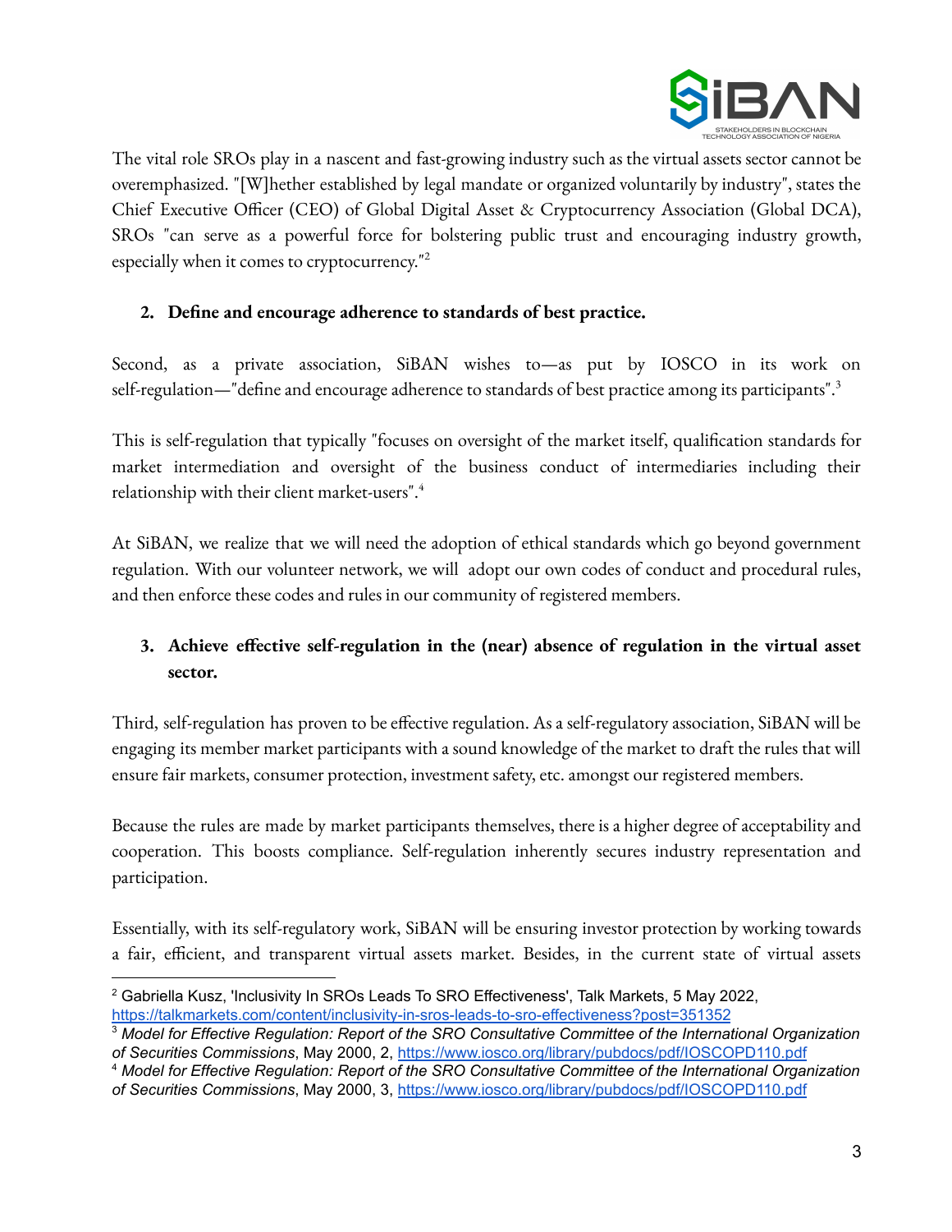The vital role SROs play in a nascent and fast-growing industry such as the virtual assets sector cannot be overemphasized. "[W]hether established by legal mandate or organized voluntarily by industry", states the Chief Executive Officer (CEO) of Global Digital Asset & Cryptocurrency Association (Global DCA), SROs "can serve as a powerful force for bolstering public trust and encouraging industry growth, especially when it comes to cryptocurrency."[2]

2. **Define and encourage adherence to standards of best practice.**

Second, as a private association, SiBAN wishes to—as put by IOSCO in its work on self-regulation—"define and encourage adherence to standards of best practice among its participants".[3]

This is self-regulation that typically "focuses on oversight of the market itself, qualification standards for market intermediation and oversight of the business conduct of intermediaries including their relationship with their client market-users".[4]

At SiBAN, we realize that we will need the adoption of ethical standards which go beyond government regulation. With our volunteer network, we will adopt our own codes of conduct and procedural rules, and then enforce these codes and rules in our community of registered members.

3. **Achieve effective self-regulation in the (near) absence of regulation in the virtual asset sector.**

Third, self-regulation has proven to be effective regulation. As a self-regulatory association, SiBAN will be engaging its member market participants with a sound knowledge of the market to draft the rules that will ensure fair markets, consumer protection, investment safety, etc. amongst our registered members.

Because the rules are made by market participants themselves, there is a higher degree of acceptability and cooperation. This boosts compliance. Self-regulation inherently secures industry representation and participation.

Essentially, with its self-regulatory work, SiBAN will be ensuring investor protection by working towards a fair, efficient, and transparent virtual assets market. Besides, in the current state of virtual assets

---

[2] Gabriella Kusz, 'Inclusivity In SROs Leads To SRO Effectiveness', Talk Markets, 5 May 2022, https://talkmarkets.com/content/inclusivity-in-sros-leads-to-sro-effectiveness?post=351352

[3] *Model for Effective Regulation: Report of the SRO Consultative Committee of the International Organization of Securities Commissions*, May 2000, 2, https://www.iosco.org/library/pubdocs/pdf/IOSCOPD110.pdf

[4] *Model for Effective Regulation: Report of the SRO Consultative Committee of the International Organization of Securities Commissions*, May 2000, 3, https://www.iosco.org/library/pubdocs/pdf/IOSCOPD110.pdf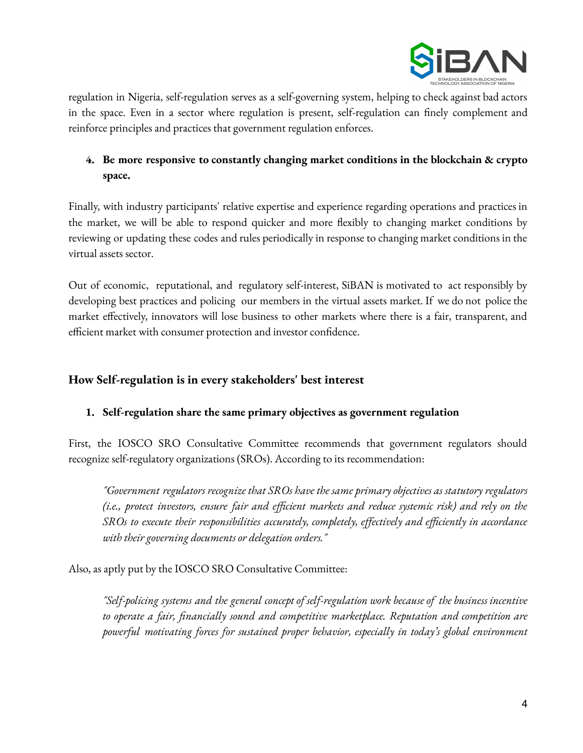regulation in Nigeria, self-regulation serves as a self-governing system, helping to check against bad actors in the space. Even in a sector where regulation is present, self-regulation can finely complement and reinforce principles and practices that government regulation enforces.

4. **Be more responsive to constantly changing market conditions in the blockchain & crypto space.**

Finally, with industry participants' relative expertise and experience regarding operations and practices in the market, we will be able to respond quicker and more flexibly to changing market conditions by reviewing or updating these codes and rules periodically in response to changing market conditions in the virtual assets sector.

Out of economic, reputational, and regulatory self-interest, SiBAN is motivated to act responsibly by developing best practices and policing our members in the virtual assets market. If we do not police the market effectively, innovators will lose business to other markets where there is a fair, transparent, and efficient market with consumer protection and investor confidence.

### How Self-regulation is in every stakeholders' best interest

1. **Self-regulation share the same primary objectives as government regulation**

First, the IOSCO SRO Consultative Committee recommends that government regulators should recognize self-regulatory organizations (SROs). According to its recommendation:

> *"Government regulators recognize that SROs have the same primary objectives as statutory regulators (i.e., protect investors, ensure fair and efficient markets and reduce systemic risk) and rely on the SROs to execute their responsibilities accurately, completely, effectively and efficiently in accordance with their governing documents or delegation orders."*

Also, as aptly put by the IOSCO SRO Consultative Committee:

> *"Self-policing systems and the general concept of self-regulation work because of the business incentive to operate a fair, financially sound and competitive marketplace. Reputation and competition are powerful motivating forces for sustained proper behavior, especially in today's global environment*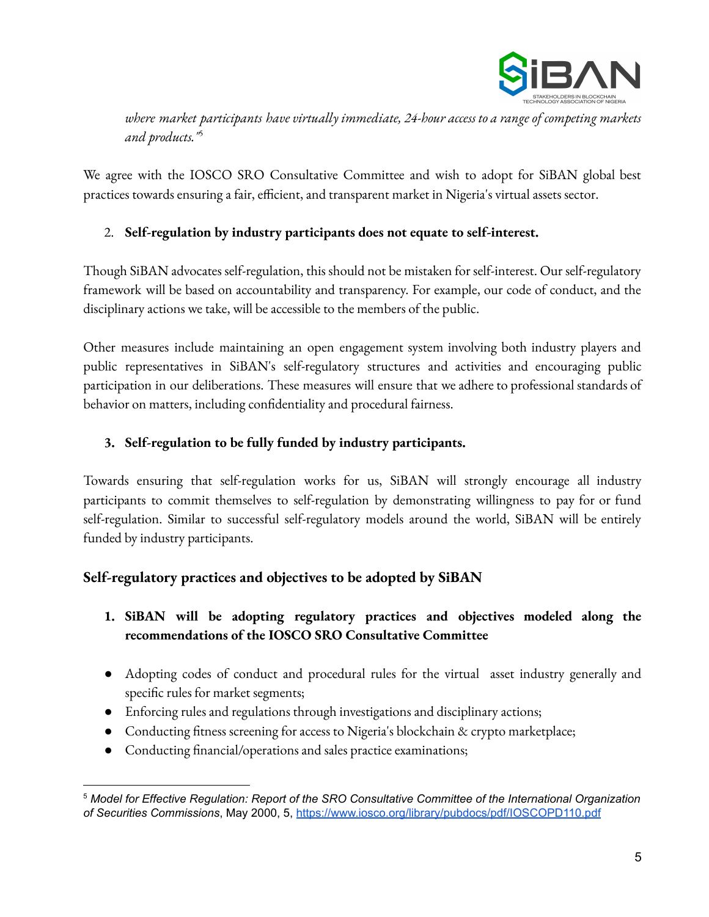*where market participants have virtually immediate, 24-hour access to a range of competing markets and products."*[5]

We agree with the IOSCO SRO Consultative Committee and wish to adopt for SiBAN global best practices towards ensuring a fair, efficient, and transparent market in Nigeria's virtual assets sector.

2. **Self-regulation by industry participants does not equate to self-interest.**

Though SiBAN advocates self-regulation, this should not be mistaken for self-interest. Our self-regulatory framework will be based on accountability and transparency. For example, our code of conduct, and the disciplinary actions we take, will be accessible to the members of the public.

Other measures include maintaining an open engagement system involving both industry players and public representatives in SiBAN's self-regulatory structures and activities and encouraging public participation in our deliberations. These measures will ensure that we adhere to professional standards of behavior on matters, including confidentiality and procedural fairness.

3. **Self-regulation to be fully funded by industry participants.**

Towards ensuring that self-regulation works for us, SiBAN will strongly encourage all industry participants to commit themselves to self-regulation by demonstrating willingness to pay for or fund self-regulation. Similar to successful self-regulatory models around the world, SiBAN will be entirely funded by industry participants.

## Self-regulatory practices and objectives to be adopted by SiBAN

1. **SiBAN will be adopting regulatory practices and objectives modeled along the recommendations of the IOSCO SRO Consultative Committee**

- Adopting codes of conduct and procedural rules for the virtual asset industry generally and specific rules for market segments;
- Enforcing rules and regulations through investigations and disciplinary actions;
- Conducting fitness screening for access to Nigeria's blockchain & crypto marketplace;
- Conducting financial/operations and sales practice examinations;

---

[5] *Model for Effective Regulation: Report of the SRO Consultative Committee of the International Organization of Securities Commissions*, May 2000, 5, https://www.iosco.org/library/pubdocs/pdf/IOSCOPD110.pdf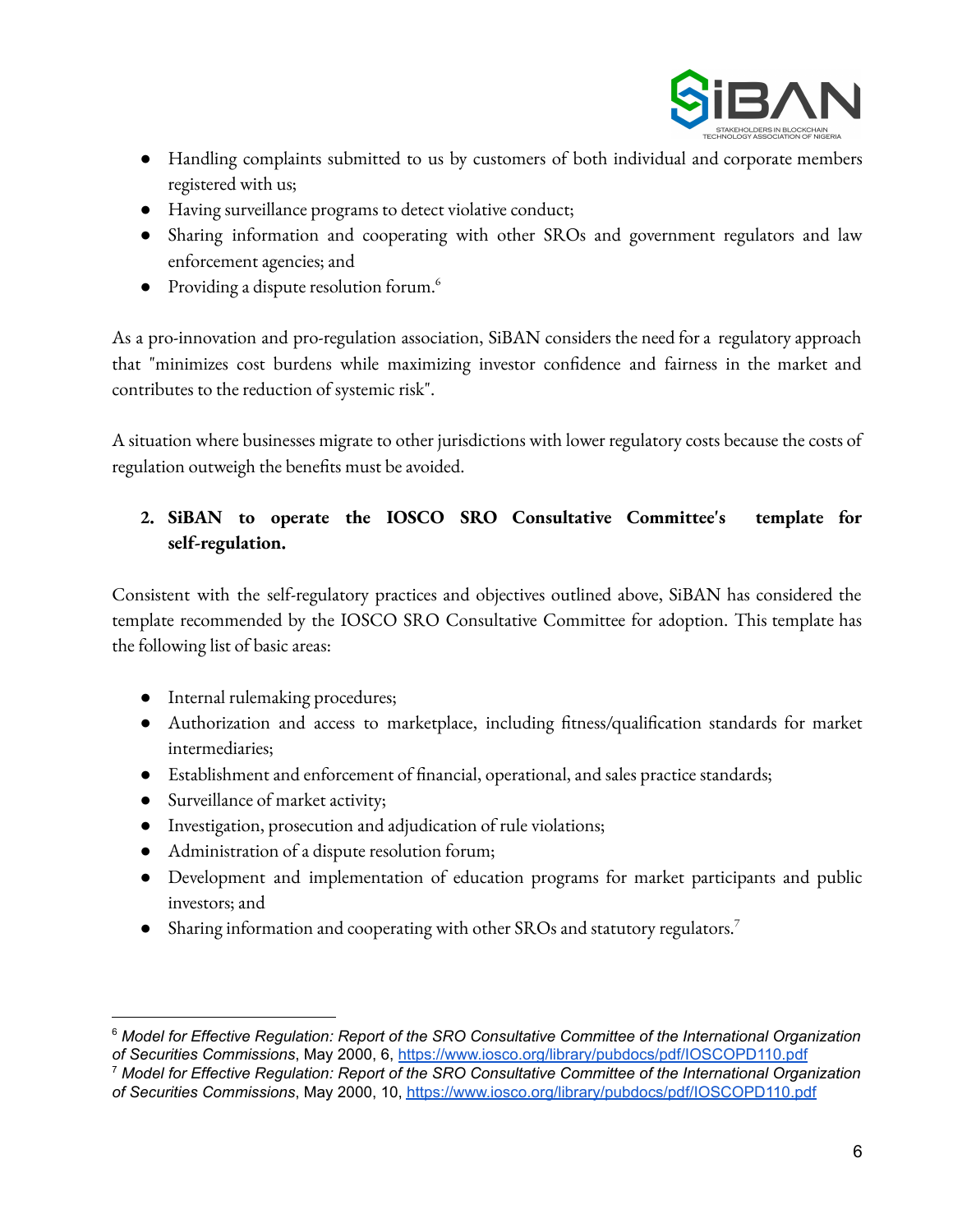- Handling complaints submitted to us by customers of both individual and corporate members registered with us;
- Having surveillance programs to detect violative conduct;
- Sharing information and cooperating with other SROs and government regulators and law enforcement agencies; and
- Providing a dispute resolution forum.[6]

As a pro-innovation and pro-regulation association, SiBAN considers the need for a regulatory approach that "minimizes cost burdens while maximizing investor confidence and fairness in the market and contributes to the reduction of systemic risk".

A situation where businesses migrate to other jurisdictions with lower regulatory costs because the costs of regulation outweigh the benefits must be avoided.

2. **SiBAN to operate the IOSCO SRO Consultative Committee's template for self-regulation.**

Consistent with the self-regulatory practices and objectives outlined above, SiBAN has considered the template recommended by the IOSCO SRO Consultative Committee for adoption. This template has the following list of basic areas:

- Internal rulemaking procedures;
- Authorization and access to marketplace, including fitness/qualification standards for market intermediaries;
- Establishment and enforcement of financial, operational, and sales practice standards;
- Surveillance of market activity;
- Investigation, prosecution and adjudication of rule violations;
- Administration of a dispute resolution forum;
- Development and implementation of education programs for market participants and public investors; and
- Sharing information and cooperating with other SROs and statutory regulators.[7]

---

[6] *Model for Effective Regulation: Report of the SRO Consultative Committee of the International Organization of Securities Commissions*, May 2000, 6, https://www.iosco.org/library/pubdocs/pdf/IOSCOPD110.pdf

[7] *Model for Effective Regulation: Report of the SRO Consultative Committee of the International Organization of Securities Commissions*, May 2000, 10, https://www.iosco.org/library/pubdocs/pdf/IOSCOPD110.pdf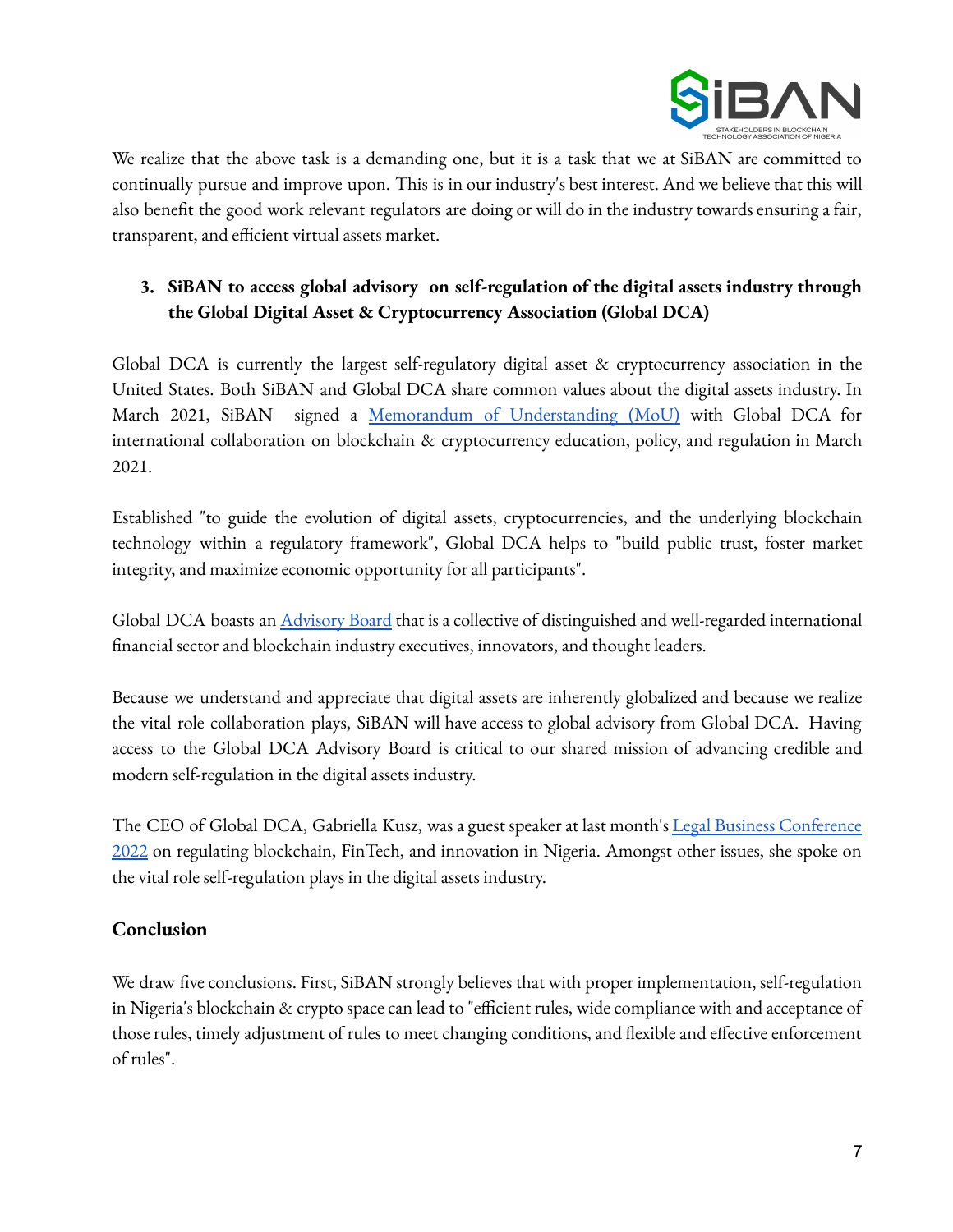We realize that the above task is a demanding one, but it is a task that we at SiBAN are committed to continually pursue and improve upon. This is in our industry's best interest. And we believe that this will also benefit the good work relevant regulators are doing or will do in the industry towards ensuring a fair, transparent, and efficient virtual assets market.

3. **SiBAN to access global advisory on self-regulation of the digital assets industry through the Global Digital Asset & Cryptocurrency Association (Global DCA)**

Global DCA is currently the largest self-regulatory digital asset & cryptocurrency association in the United States. Both SiBAN and Global DCA share common values about the digital assets industry. In March 2021, SiBAN signed a [Memorandum of Understanding (MoU)] with Global DCA for international collaboration on blockchain & cryptocurrency education, policy, and regulation in March 2021.

Established "to guide the evolution of digital assets, cryptocurrencies, and the underlying blockchain technology within a regulatory framework", Global DCA helps to "build public trust, foster market integrity, and maximize economic opportunity for all participants".

Global DCA boasts an [Advisory Board] that is a collective of distinguished and well-regarded international financial sector and blockchain industry executives, innovators, and thought leaders.

Because we understand and appreciate that digital assets are inherently globalized and because we realize the vital role collaboration plays, SiBAN will have access to global advisory from Global DCA. Having access to the Global DCA Advisory Board is critical to our shared mission of advancing credible and modern self-regulation in the digital assets industry.

The CEO of Global DCA, Gabriella Kusz, was a guest speaker at last month's [Legal Business Conference 2022] on regulating blockchain, FinTech, and innovation in Nigeria. Amongst other issues, she spoke on the vital role self-regulation plays in the digital assets industry.

## Conclusion

We draw five conclusions. First, SiBAN strongly believes that with proper implementation, self-regulation in Nigeria's blockchain & crypto space can lead to "efficient rules, wide compliance with and acceptance of those rules, timely adjustment of rules to meet changing conditions, and flexible and effective enforcement of rules".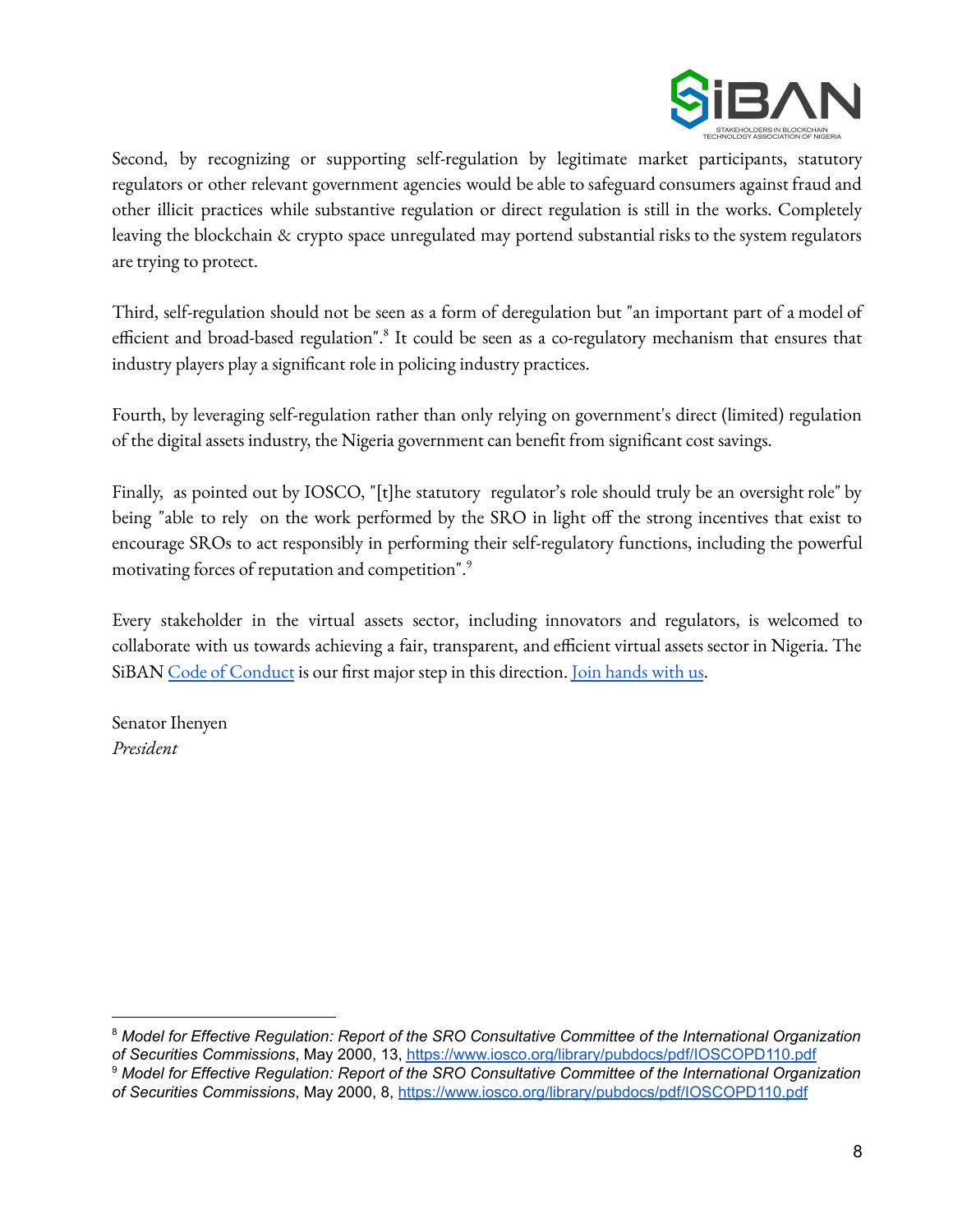Second, by recognizing or supporting self-regulation by legitimate market participants, statutory regulators or other relevant government agencies would be able to safeguard consumers against fraud and other illicit practices while substantive regulation or direct regulation is still in the works. Completely leaving the blockchain & crypto space unregulated may portend substantial risks to the system regulators are trying to protect.

Third, self-regulation should not be seen as a form of deregulation but "an important part of a model of efficient and broad-based regulation".[8] It could be seen as a co-regulatory mechanism that ensures that industry players play a significant role in policing industry practices.

Fourth, by leveraging self-regulation rather than only relying on government's direct (limited) regulation of the digital assets industry, the Nigeria government can benefit from significant cost savings.

Finally, as pointed out by IOSCO, "[t]he statutory regulator's role should truly be an oversight role" by being "able to rely on the work performed by the SRO in light off the strong incentives that exist to encourage SROs to act responsibly in performing their self-regulatory functions, including the powerful motivating forces of reputation and competition".[9]

Every stakeholder in the virtual assets sector, including innovators and regulators, is welcomed to collaborate with us towards achieving a fair, transparent, and efficient virtual assets sector in Nigeria. The SiBAN Code of Conduct is our first major step in this direction. Join hands with us.

Senator Ihenyen
*President*

---

[8] *Model for Effective Regulation: Report of the SRO Consultative Committee of the International Organization of Securities Commissions*, May 2000, 13, https://www.iosco.org/library/pubdocs/pdf/IOSCOPD110.pdf

[9] *Model for Effective Regulation: Report of the SRO Consultative Committee of the International Organization of Securities Commissions*, May 2000, 8, https://www.iosco.org/library/pubdocs/pdf/IOSCOPD110.pdf